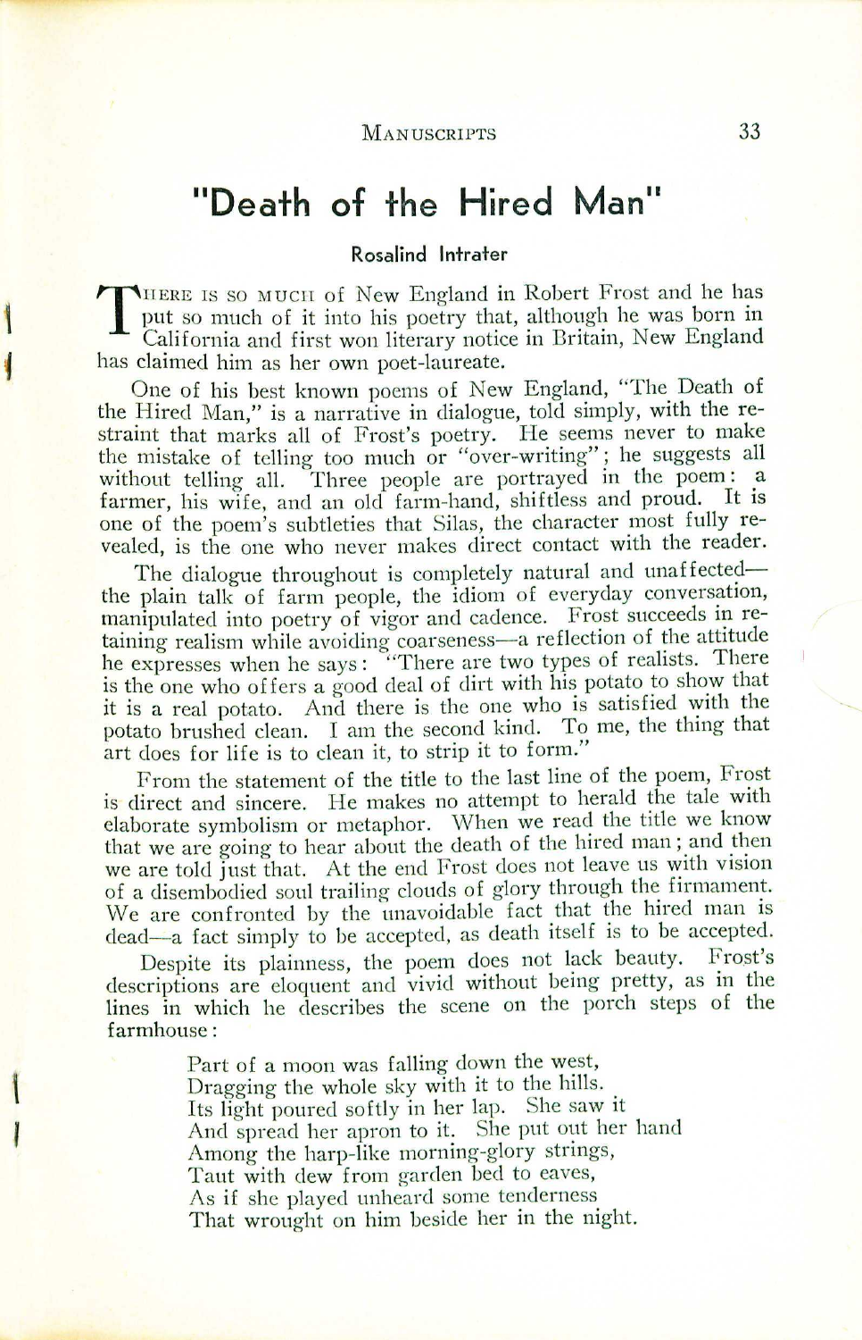# "Death of the Hired Man"

**Rosalind Intrater**

THERE IS SO MUCH of New England in Robert Frost and he has put so much of it into his poetry that, although he was born in California and first won literary notice in Britain, New England has claimed him as her own poet-laureate.

One of his best known poems of New England, "The Death of the Hired Man," is a narrative in dialogue, told simply, with the restraint that marks all of Frost's poetry. He seems never to make the mistake of telling too much or "over-writing"; he suggests all without telling all. Three people are portrayed in the poem: a farmer, his wife, and an old farm-hand, shiftless and proud. It is one of the poem's subtleties that Silas, the character most fully revealed, is the one who never makes direct contact with the reader.

The dialogue throughout is completely natural and unaffected—the plain talk of farm people, the idiom of everyday conversation, manipulated into poetry of vigor and cadence. Frost succeeds in retaining realism while avoiding coarseness—a reflection of the attitude he expresses when he says: "There are two types of realists. There is the one who offers a good deal of dirt with his potato to show that it is a real potato. And there is the one who is satisfied with the potato brushed clean. I am the second kind. To me, the thing that art does for life is to clean it, to strip it to form."

From the statement of the title to the last line of the poem, Frost is direct and sincere. He makes no attempt to herald the tale with elaborate symbolism or metaphor. When we read the title we know that we are going to hear about the death of the hired man; and then we are told just that. At the end Frost does not leave us with vision of a disembodied soul trailing clouds of glory through the firmament. We are confronted by the unavoidable fact that the hired man is dead—a fact simply to be accepted, as death itself is to be accepted.

Despite its plainness, the poem does not lack beauty. Frost's descriptions are eloquent and vivid without being pretty, as in the lines in which he describes the scene on the porch steps of the farmhouse:

> Part of a moon was falling down the west,
> Dragging the whole sky with it to the hills.
> Its light poured softly in her lap. She saw it
> And spread her apron to it. She put out her hand
> Among the harp-like morning-glory strings,
> Taut with dew from garden bed to eaves,
> As if she played unheard some tenderness
> That wrought on him beside her in the night.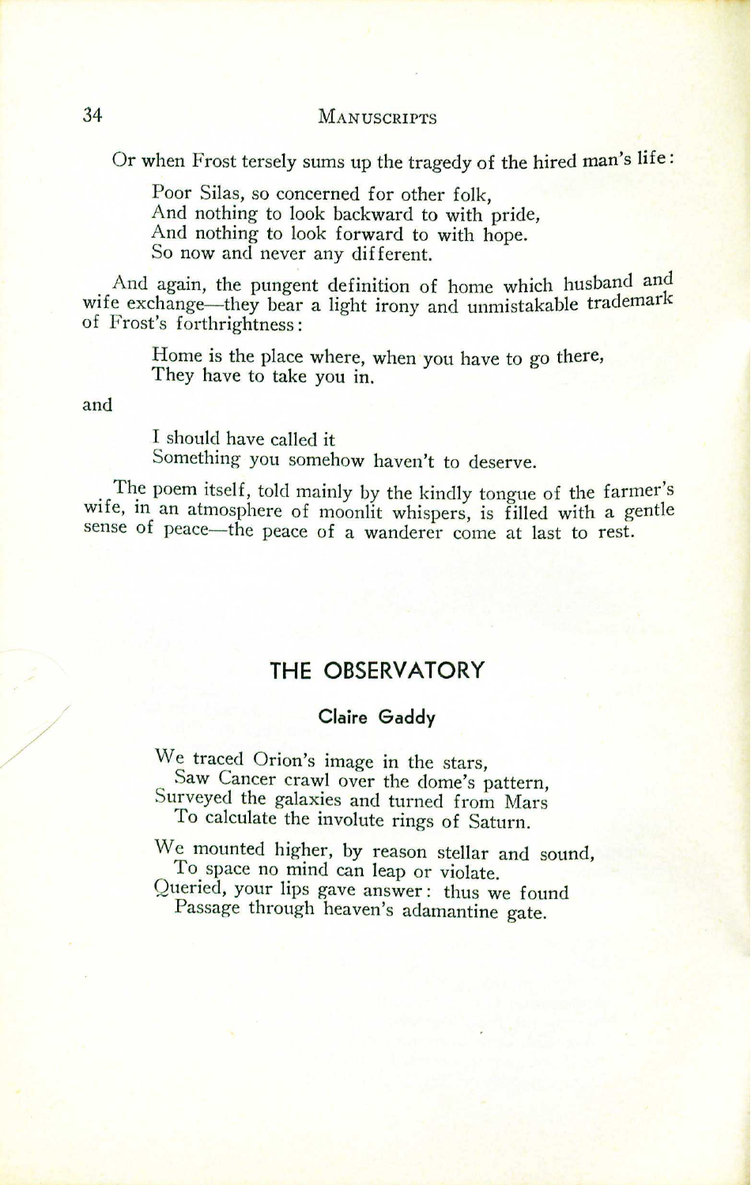Or when Frost tersely sums up the tragedy of the hired man's life:

> Poor Silas, so concerned for other folk,
> And nothing to look backward to with pride,
> And nothing to look forward to with hope.
> So now and never any different.

And again, the pungent definition of home which husband and wife exchange—they bear a light irony and unmistakable trademark of Frost's forthrightness:

> Home is the place where, when you have to go there,
> They have to take you in.

and

> I should have called it
> Something you somehow haven't to deserve.

The poem itself, told mainly by the kindly tongue of the farmer's wife, in an atmosphere of moonlit whispers, is filled with a gentle sense of peace—the peace of a wanderer come at last to rest.

## THE OBSERVATORY

**Claire Gaddy**

We traced Orion's image in the stars,
  Saw Cancer crawl over the dome's pattern,
Surveyed the galaxies and turned from Mars
  To calculate the involute rings of Saturn.

We mounted higher, by reason stellar and sound,
  To space no mind can leap or violate.
Queried, your lips gave answer: thus we found
  Passage through heaven's adamantine gate.